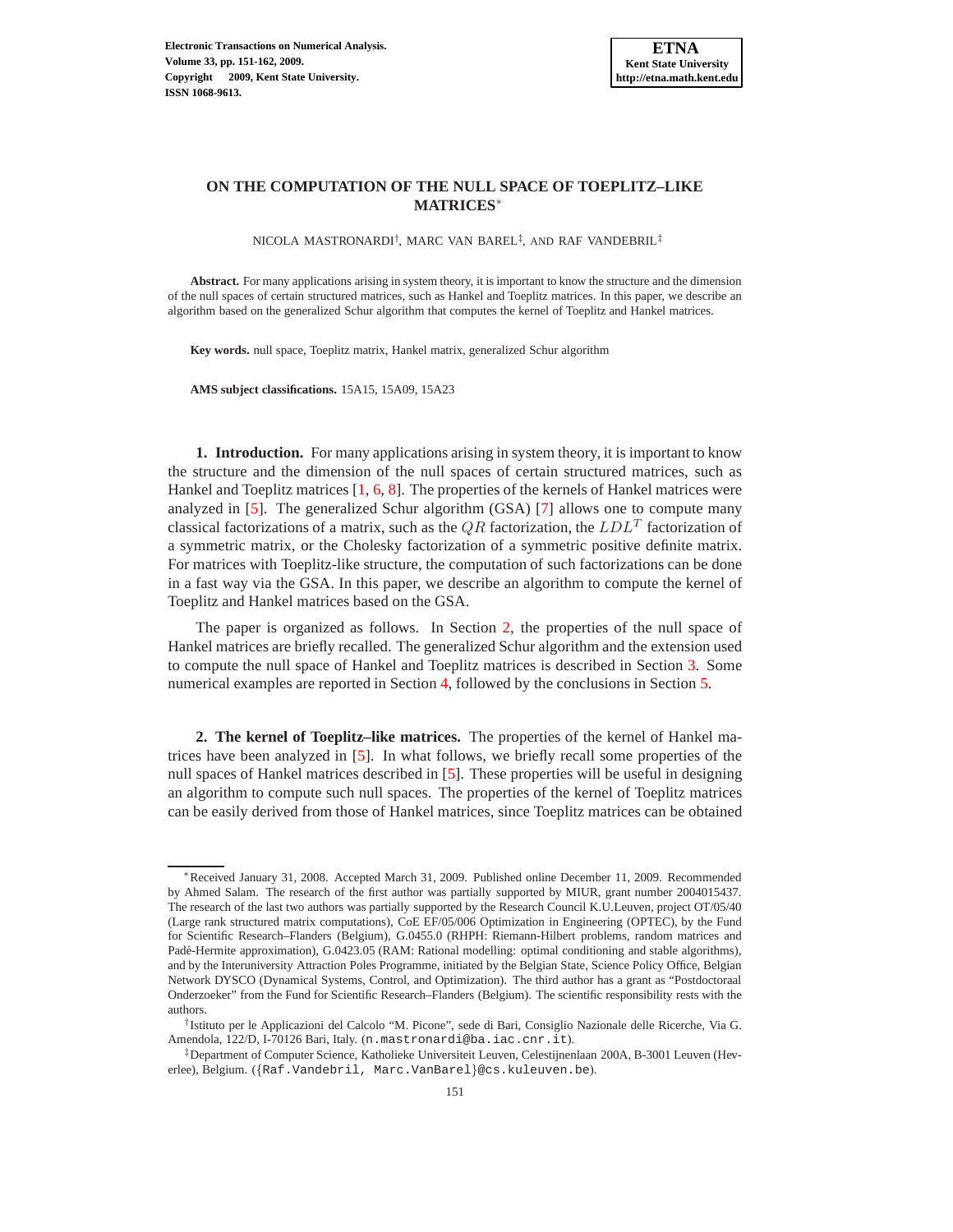# ON THE COMPUTATION OF THE NULL SPACE OF TOEPLITZ–LIKE MATRICES*

NICOLA MASTRONARDI†, MARC VAN BAREL‡, AND RAF VANDEBRIL‡

**Abstract.** For many applications arising in system theory, it is important to know the structure and the dimension of the null spaces of certain structured matrices, such as Hankel and Toeplitz matrices. In this paper, we describe an algorithm based on the generalized Schur algorithm that computes the kernel of Toeplitz and Hankel matrices.

**Key words.** null space, Toeplitz matrix, Hankel matrix, generalized Schur algorithm

**AMS subject classifications.** 15A15, 15A09, 15A23

## 1. Introduction.

For many applications arising in system theory, it is important to know the structure and the dimension of the null spaces of certain structured matrices, such as Hankel and Toeplitz matrices [1, 6, 8]. The properties of the kernels of Hankel matrices were analyzed in [5]. The generalized Schur algorithm (GSA) [7] allows one to compute many classical factorizations of a matrix, such as the $QR$ factorization, the $LDL^T$ factorization of a symmetric matrix, or the Cholesky factorization of a symmetric positive definite matrix. For matrices with Toeplitz-like structure, the computation of such factorizations can be done in a fast way via the GSA. In this paper, we describe an algorithm to compute the kernel of Toeplitz and Hankel matrices based on the GSA.

The paper is organized as follows. In Section 2, the properties of the null space of Hankel matrices are briefly recalled. The generalized Schur algorithm and the extension used to compute the null space of Hankel and Toeplitz matrices is described in Section 3. Some numerical examples are reported in Section 4, followed by the conclusions in Section 5.

## 2. The kernel of Toeplitz–like matrices.

The properties of the kernel of Hankel matrices have been analyzed in [5]. In what follows, we briefly recall some properties of the null spaces of Hankel matrices described in [5]. These properties will be useful in designing an algorithm to compute such null spaces. The properties of the kernel of Toeplitz matrices can be easily derived from those of Hankel matrices, since Toeplitz matrices can be obtained

---

*Received January 31, 2008. Accepted March 31, 2009. Published online December 11, 2009. Recommended by Ahmed Salam. The research of the first author was partially supported by MIUR, grant number 2004015437. The research of the last two authors was partially supported by the Research Council K.U.Leuven, project OT/05/40 (Large rank structured matrix computations), CoE EF/05/006 Optimization in Engineering (OPTEC), by the Fund for Scientific Research–Flanders (Belgium), G.0455.0 (RHPH: Riemann-Hilbert problems, random matrices and Padé-Hermite approximation), G.0423.05 (RAM: Rational modelling: optimal conditioning and stable algorithms), and by the Interuniversity Attraction Poles Programme, initiated by the Belgian State, Science Policy Office, Belgian Network DYSCO (Dynamical Systems, Control, and Optimization). The third author has a grant as "Postdoctoraal Onderzoeker" from the Fund for Scientific Research–Flanders (Belgium). The scientific responsibility rests with the authors.

†Istituto per le Applicazioni del Calcolo "M. Picone", sede di Bari, Consiglio Nazionale delle Ricerche, Via G. Amendola, 122/D, I-70126 Bari, Italy. (n.mastronardi@ba.iac.cnr.it).

‡Department of Computer Science, Katholieke Universiteit Leuven, Celestijnenlaan 200A, B-3001 Leuven (Heverlee), Belgium. ({Raf.Vandebril, Marc.VanBarel}@cs.kuleuven.be).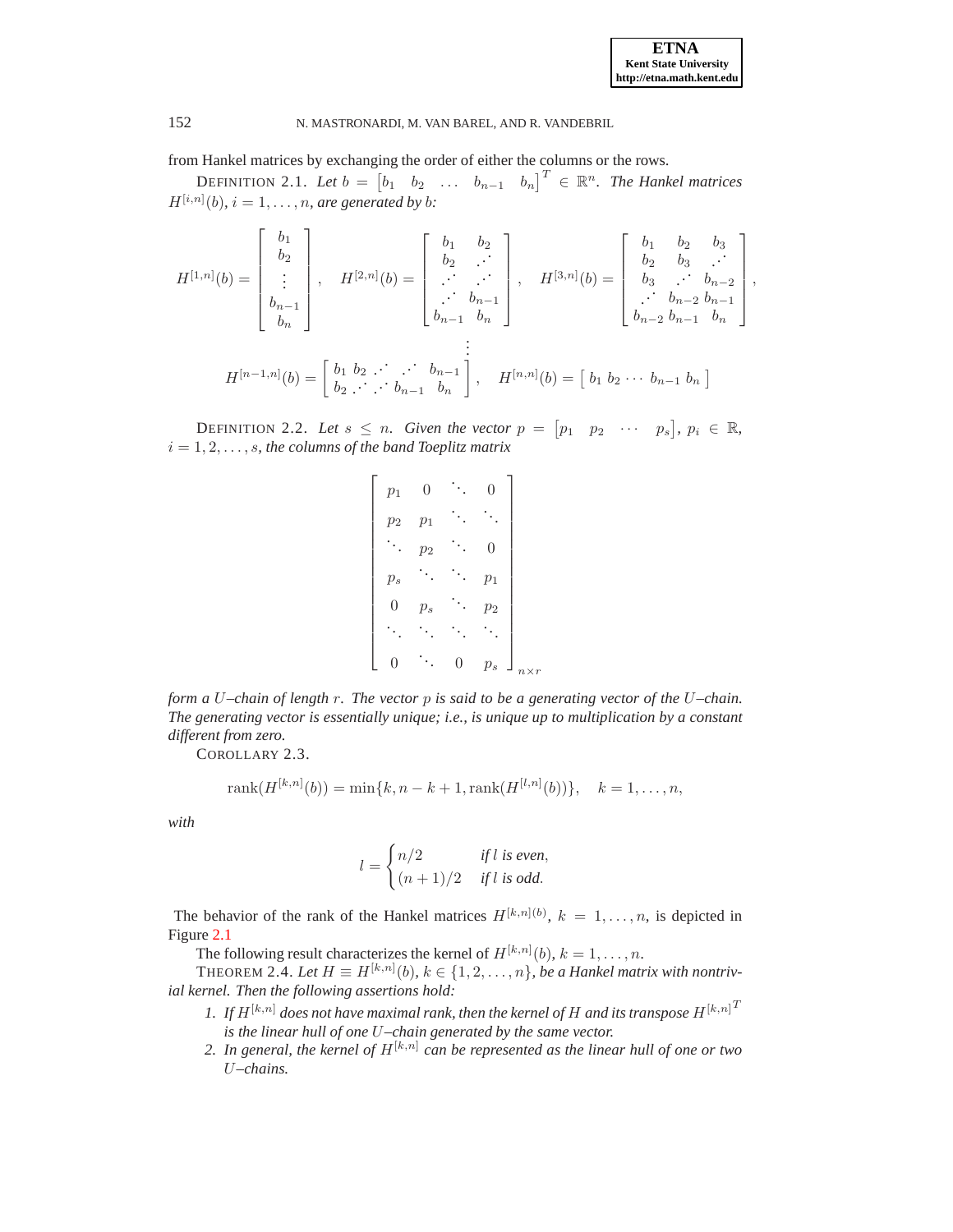from Hankel matrices by exchanging the order of either the columns or the rows.

DEFINITION 2.1. *Let* $b = \begin{bmatrix} b_1 & b_2 & \dots & b_{n-1} & b_n \end{bmatrix}^T \in \mathbb{R}^n$. *The Hankel matrices* $H^{[i,n]}(b)$, $i = 1, \dots, n$, *are generated by* $b$:

$$H^{[1,n]}(b) = \begin{bmatrix} b_1 \\ b_2 \\ \vdots \\ b_{n-1} \\ b_n \end{bmatrix}, \quad H^{[2,n]}(b) = \begin{bmatrix} b_1 & b_2 \\ b_2 & \iddots \\ \iddots & \iddots \\ \iddots & b_{n-1} \\ b_{n-1} & b_n \end{bmatrix}, \quad H^{[3,n]}(b) = \begin{bmatrix} b_1 & b_2 & b_3 \\ b_2 & b_3 & \iddots \\ b_3 & \iddots & b_{n-2} \\ \iddots & b_{n-2} & b_{n-1} \\ b_{n-2} & b_{n-1} & b_n \end{bmatrix},$$

$$\vdots$$

$$H^{[n-1,n]}(b) = \begin{bmatrix} b_1 & b_2 & \iddots & \iddots & b_{n-1} \\ b_2 & \iddots & \iddots & b_{n-1} & b_n \end{bmatrix}, \quad H^{[n,n]}(b) = \begin{bmatrix} b_1 & b_2 & \cdots & b_{n-1} & b_n \end{bmatrix}$$

DEFINITION 2.2. *Let* $s \le n$. *Given the vector* $p = \begin{bmatrix} p_1 & p_2 & \cdots & p_s \end{bmatrix}$, $p_i \in \mathbb{R}$, $i = 1, 2, \dots, s$, *the columns of the band Toeplitz matrix*

$$\begin{bmatrix} p_1 & 0 & \ddots & 0 \\ p_2 & p_1 & \ddots & \ddots \\ \ddots & p_2 & \ddots & 0 \\ p_s & \ddots & \ddots & p_1 \\ 0 & p_s & \ddots & p_2 \\ \ddots & \ddots & \ddots & \ddots \\ 0 & \ddots & 0 & p_s \end{bmatrix}_{n \times r}$$

*form a* $U$*–chain of length* $r$. *The vector* $p$ *is said to be a generating vector of the* $U$*–chain. The generating vector is essentially unique; i.e., is unique up to multiplication by a constant different from zero.*

COROLLARY 2.3.

$$\operatorname{rank}(H^{[k,n]}(b)) = \min\{k, n-k+1, \operatorname{rank}(H^{[l,n]}(b))\}, \quad k = 1, \dots, n,$$

*with*

$$l = \begin{cases} n/2 & \text{if } l \text{ is even}, \\ (n+1)/2 & \text{if } l \text{ is odd}. \end{cases}$$

The behavior of the rank of the Hankel matrices $H^{[k,n](b)}$, $k = 1, \dots, n$, is depicted in Figure 2.1

The following result characterizes the kernel of $H^{[k,n]}(b)$, $k = 1, \dots, n$.

THEOREM 2.4. *Let* $H \equiv H^{[k,n]}(b)$, $k \in \{1, 2, \dots, n\}$, *be a Hankel matrix with nontrivial kernel. Then the following assertions hold:*

1. *If* $H^{[k,n]}$ *does not have maximal rank, then the kernel of* $H$ *and its transpose* $H^{[k,n]^T}$ *is the linear hull of one* $U$*–chain generated by the same vector.*
2. *In general, the kernel of* $H^{[k,n]}$ *can be represented as the linear hull of one or two* $U$*–chains.*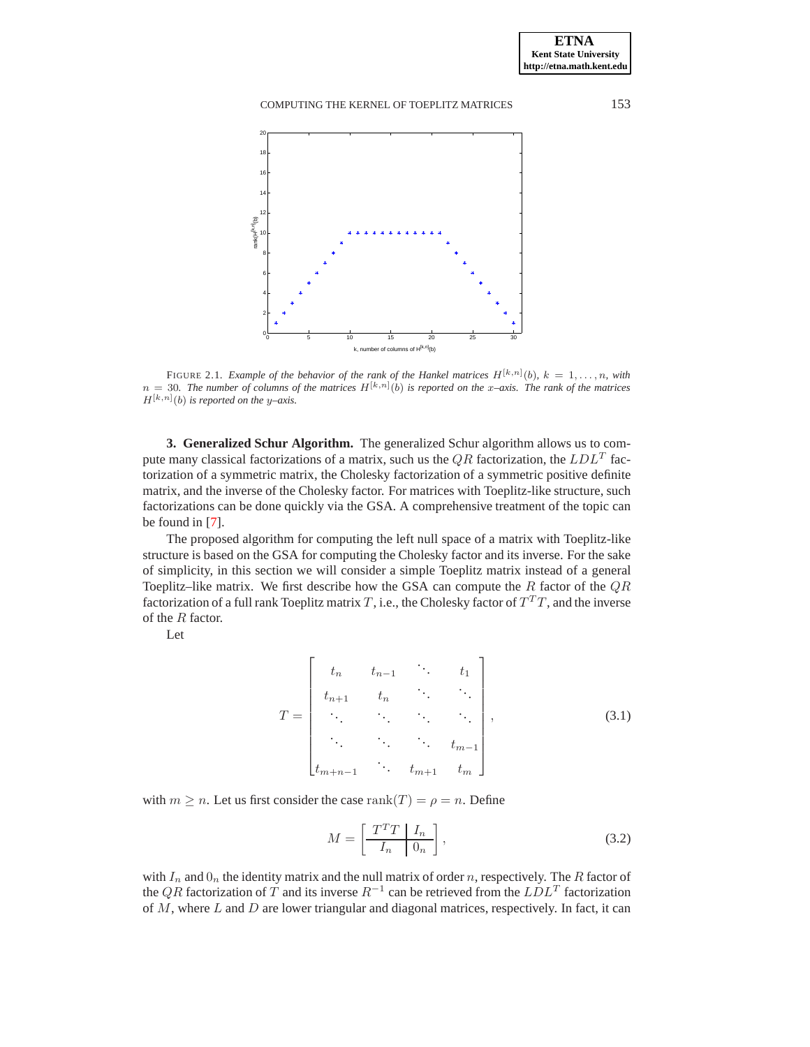FIGURE 2.1. *Example of the behavior of the rank of the Hankel matrices $H^{[k,n]}(b)$, $k = 1, \ldots, n$, with $n = 30$. The number of columns of the matrices $H^{[k,n]}(b)$ is reported on the $x$–axis. The rank of the matrices $H^{[k,n]}(b)$ is reported on the $y$–axis.*

**3. Generalized Schur Algorithm.** The generalized Schur algorithm allows us to compute many classical factorizations of a matrix, such us the $QR$ factorization, the $LDL^T$ factorization of a symmetric matrix, the Cholesky factorization of a symmetric positive definite matrix, and the inverse of the Cholesky factor. For matrices with Toeplitz-like structure, such factorizations can be done quickly via the GSA. A comprehensive treatment of the topic can be found in [7].

The proposed algorithm for computing the left null space of a matrix with Toeplitz-like structure is based on the GSA for computing the Cholesky factor and its inverse. For the sake of simplicity, in this section we will consider a simple Toeplitz matrix instead of a general Toeplitz–like matrix. We first describe how the GSA can compute the $R$ factor of the $QR$ factorization of a full rank Toeplitz matrix $T$, i.e., the Cholesky factor of $T^T T$, and the inverse of the $R$ factor.

Let

$$T = \begin{bmatrix} t_n & t_{n-1} & \ddots & t_1 \\ t_{n+1} & t_n & \ddots & \ddots \\ \ddots & \ddots & \ddots & \ddots \\ \ddots & \ddots & \ddots & t_{m-1} \\ t_{m+n-1} & \ddots & t_{m+1} & t_m \end{bmatrix}, \tag{3.1}$$

with $m \geq n$. Let us first consider the case $\operatorname{rank}(T) = \rho = n$. Define

$$M = \left[ \begin{array}{c|c} T^T T & I_n \\ \hline I_n & 0_n \end{array} \right], \tag{3.2}$$

with $I_n$ and $0_n$ the identity matrix and the null matrix of order $n$, respectively. The $R$ factor of the $QR$ factorization of $T$ and its inverse $R^{-1}$ can be retrieved from the $LDL^T$ factorization of $M$, where $L$ and $D$ are lower triangular and diagonal matrices, respectively. In fact, it can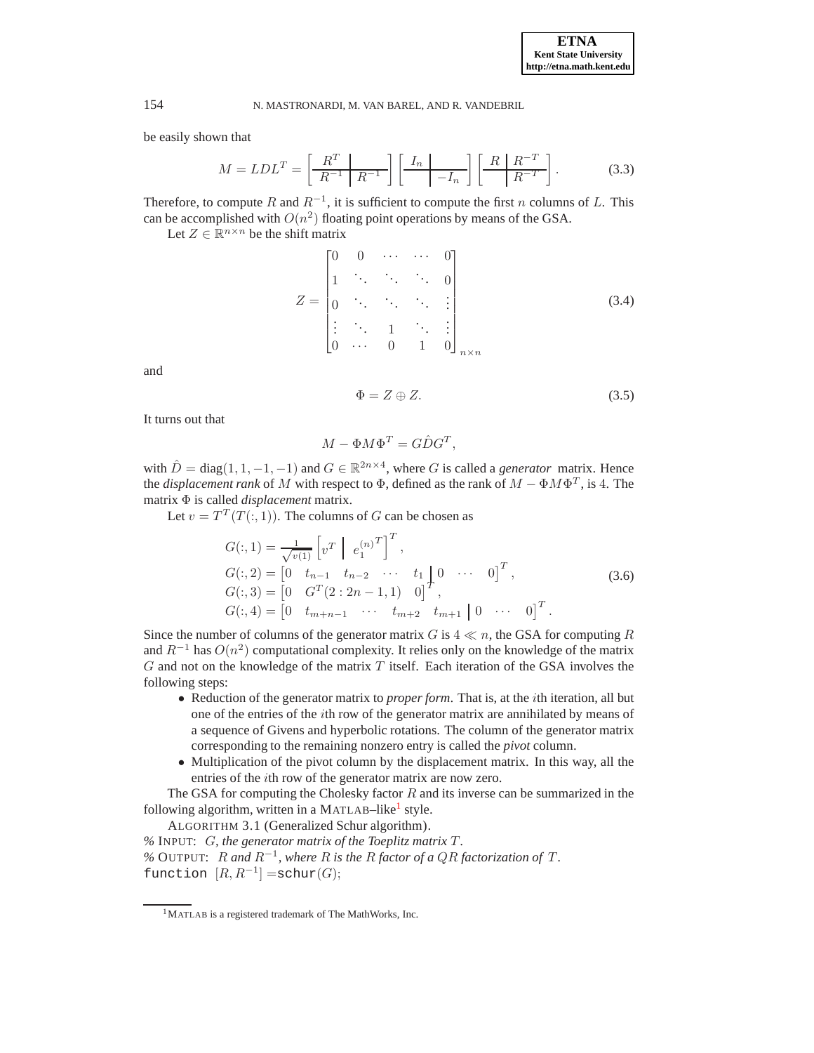be easily shown that

$$M = LDL^T = \left[\begin{array}{c|c} R^T & \\ \hline R^{-1} & R^{-1} \end{array}\right] \left[\begin{array}{c|c} I_n & \\ \hline & -I_n \end{array}\right] \left[\begin{array}{c|c} R & R^{-T} \\ \hline & R^{-T} \end{array}\right]. \tag{3.3}$$

Therefore, to compute $R$ and $R^{-1}$, it is sufficient to compute the first $n$ columns of $L$. This can be accomplished with $O(n^2)$ floating point operations by means of the GSA.

Let $Z \in \mathbb{R}^{n \times n}$ be the shift matrix

$$Z = \begin{bmatrix} 0 & 0 & \cdots & \cdots & 0 \\ 1 & \ddots & \ddots & \ddots & 0 \\ 0 & \ddots & \ddots & \ddots & \vdots \\ \vdots & \ddots & 1 & \ddots & \vdots \\ 0 & \cdots & 0 & 1 & 0 \end{bmatrix}_{n \times n} \tag{3.4}$$

and

$$\Phi = Z \oplus Z. \tag{3.5}$$

It turns out that

$$M - \Phi M \Phi^T = G \hat{D} G^T,$$

with $\hat{D} = \text{diag}(1, 1, -1, -1)$ and $G \in \mathbb{R}^{2n \times 4}$, where $G$ is called a *generator* matrix. Hence the *displacement rank* of $M$ with respect to $\Phi$, defined as the rank of $M - \Phi M \Phi^T$, is 4. The matrix $\Phi$ is called *displacement* matrix.

Let $v = T^T(T(:,1))$. The columns of $G$ can be chosen as

$$\begin{aligned} G(:,1) &= \tfrac{1}{\sqrt{v(1)}} \left[ v^T \;\middle|\; {e_1^{(n)}}^T \right]^T, \\ G(:,2) &= \left[ 0 \quad t_{n-1} \quad t_{n-2} \quad \cdots \quad t_1 \;\middle|\; 0 \quad \cdots \quad 0 \right]^T, \\ G(:,3) &= \left[ 0 \quad G^T(2:2n-1,1) \quad 0 \right]^T, \\ G(:,4) &= \left[ 0 \quad t_{m+n-1} \quad \cdots \quad t_{m+2} \quad t_{m+1} \;\middle|\; 0 \quad \cdots \quad 0 \right]^T. \end{aligned} \tag{3.6}$$

Since the number of columns of the generator matrix $G$ is $4 \ll n$, the GSA for computing $R$ and $R^{-1}$ has $O(n^2)$ computational complexity. It relies only on the knowledge of the matrix $G$ and not on the knowledge of the matrix $T$ itself. Each iteration of the GSA involves the following steps:

- Reduction of the generator matrix to *proper form*. That is, at the $i$th iteration, all but one of the entries of the $i$th row of the generator matrix are annihilated by means of a sequence of Givens and hyperbolic rotations. The column of the generator matrix corresponding to the remaining nonzero entry is called the *pivot* column.
- Multiplication of the pivot column by the displacement matrix. In this way, all the entries of the $i$th row of the generator matrix are now zero.

The GSA for computing the Cholesky factor $R$ and its inverse can be summarized in the following algorithm, written in a MATLAB–like[1] style.

ALGORITHM 3.1 (Generalized Schur algorithm).

% INPUT: *$G$, the generator matrix of the Toeplitz matrix $T$.*
% OUTPUT: *$R$ and $R^{-1}$, where $R$ is the $R$ factor of a $QR$ factorization of $T$.*
function $[R, R^{-1}] =$schur$(G)$;

[1]MATLAB is a registered trademark of The MathWorks, Inc.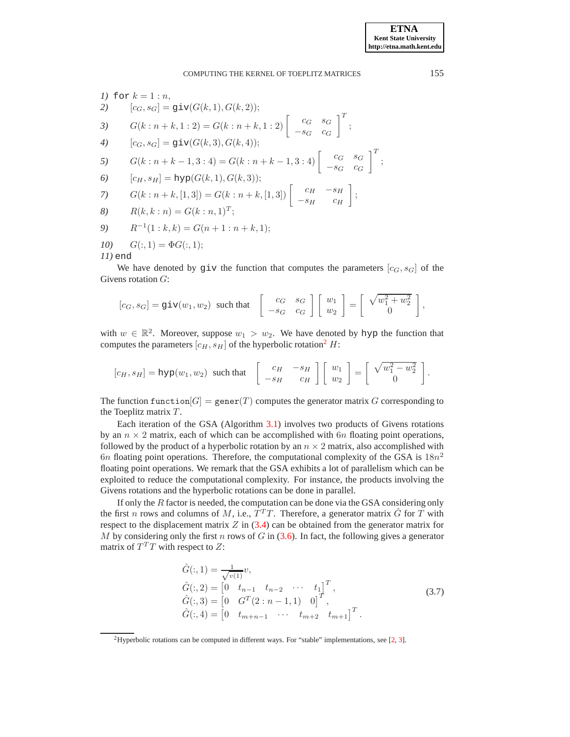```
1)  for k = 1 : n,
2)      [c_G, s_G] = giv(G(k,1), G(k,2));
3)      G(k : n+k, 1 : 2) = G(k : n+k, 1 : 2) [c_G  s_G; -s_G  c_G]^T;
4)      [c_G, s_G] = giv(G(k,3), G(k,4));
5)      G(k : n+k-1, 3 : 4) = G(k : n+k-1, 3 : 4) [c_G  s_G; -s_G  c_G]^T;
6)      [c_H, s_H] = hyp(G(k,1), G(k,3));
7)      G(k : n+k, [1,3]) = G(k : n+k, [1,3]) [c_H  -s_H; -s_H  c_H];
8)      R(k, k : n) = G(k : n, 1)^T;
9)      R^{-1}(1 : k, k) = G(n+1 : n+k, 1);
10)     G(:,1) = Φ G(:,1);
11) end
```

We have denoted by giv the function that computes the parameters $[c_G, s_G]$ of the Givens rotation $G$:

$$[c_G, s_G] = \texttt{giv}(w_1, w_2) \;\text{ such that }\; \begin{bmatrix} c_G & s_G \\ -s_G & c_G \end{bmatrix} \begin{bmatrix} w_1 \\ w_2 \end{bmatrix} = \begin{bmatrix} \sqrt{w_1^2 + w_2^2} \\ 0 \end{bmatrix},$$

with $w \in \mathbb{R}^2$. Moreover, suppose $w_1 > w_2$. We have denoted by hyp the function that computes the parameters $[c_H, s_H]$ of the hyperbolic rotation[2] $H$:

$$[c_H, s_H] = \texttt{hyp}(w_1, w_2) \;\text{ such that }\; \begin{bmatrix} c_H & -s_H \\ -s_H & c_H \end{bmatrix} \begin{bmatrix} w_1 \\ w_2 \end{bmatrix} = \begin{bmatrix} \sqrt{w_1^2 - w_2^2} \\ 0 \end{bmatrix}.$$

The function function$[G] = \texttt{gener}(T)$ computes the generator matrix $G$ corresponding to the Toeplitz matrix $T$.

Each iteration of the GSA (Algorithm 3.1) involves two products of Givens rotations by an $n \times 2$ matrix, each of which can be accomplished with $6n$ floating point operations, followed by the product of a hyperbolic rotation by an $n \times 2$ matrix, also accomplished with $6n$ floating point operations. Therefore, the computational complexity of the GSA is $18n^2$ floating point operations. We remark that the GSA exhibits a lot of parallelism which can be exploited to reduce the computational complexity. For instance, the products involving the Givens rotations and the hyperbolic rotations can be done in parallel.

If only the $R$ factor is needed, the computation can be done via the GSA considering only the first $n$ rows and columns of $M$, i.e., $T^T T$. Therefore, a generator matrix $\hat{G}$ for $T$ with respect to the displacement matrix $Z$ in (3.4) can be obtained from the generator matrix for $M$ by considering only the first $n$ rows of $G$ in (3.6). In fact, the following gives a generator matrix of $T^T T$ with respect to $Z$:

$$\begin{aligned}
\hat{G}(:,1) &= \tfrac{1}{\sqrt{v(1)}} v, \\
\hat{G}(:,2) &= \begin{bmatrix} 0 & t_{n-1} & t_{n-2} & \cdots & t_1 \end{bmatrix}^T, \\
\hat{G}(:,3) &= \begin{bmatrix} 0 & G^T(2:n-1,1) & 0 \end{bmatrix}^T, \\
\hat{G}(:,4) &= \begin{bmatrix} 0 & t_{m+n-1} & \cdots & t_{m+2} & t_{m+1} \end{bmatrix}^T.
\end{aligned} \tag{3.7}$$

[2] Hyperbolic rotations can be computed in different ways. For "stable" implementations, see [2, 3].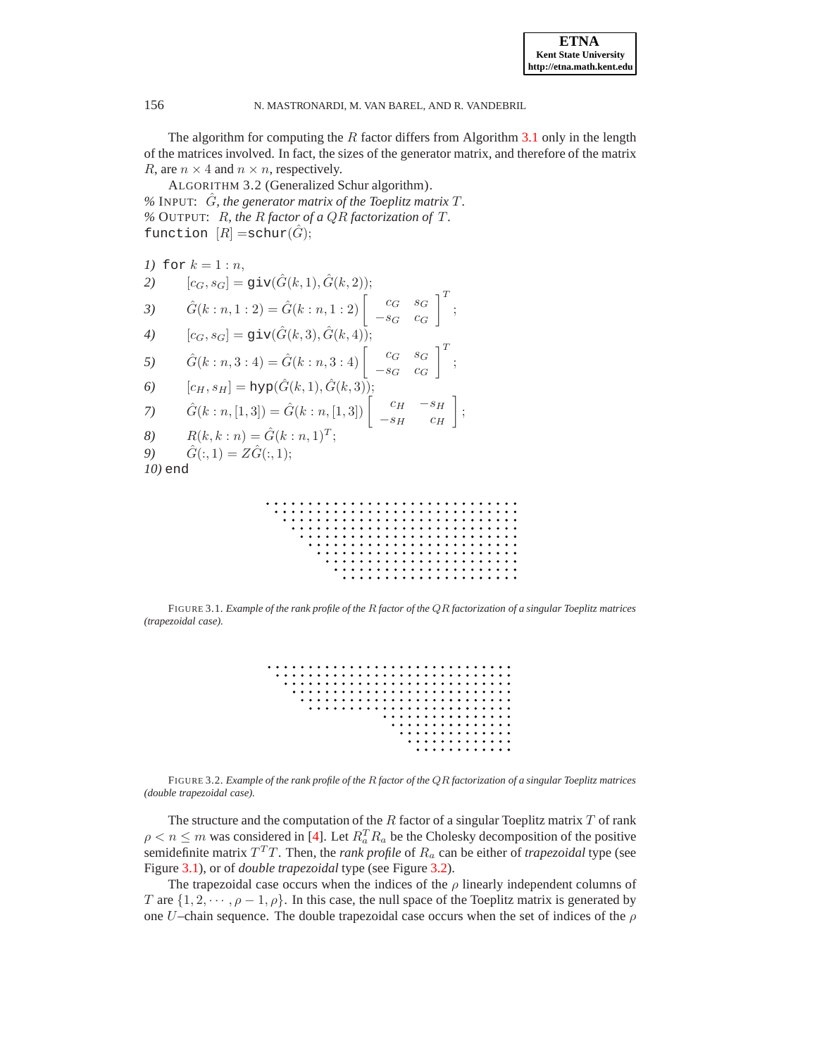The algorithm for computing the $R$ factor differs from Algorithm 3.1 only in the length of the matrices involved. In fact, the sizes of the generator matrix, and therefore of the matrix $R$, are $n \times 4$ and $n \times n$, respectively.

ALGORITHM 3.2 (Generalized Schur algorithm).
*% INPUT: $\hat{G}$, the generator matrix of the Toeplitz matrix $T$.*
*% OUTPUT: $R$, the $R$ factor of a $QR$ factorization of $T$.*
`function` $[R] =$`schur`$(\hat{G})$;

*1)* `for` $k = 1 : n$,
*2)* $\quad [c_G, s_G] =$ `giv`$(\hat{G}(k,1), \hat{G}(k,2))$;
*3)* $\quad \hat{G}(k:n, 1:2) = \hat{G}(k:n, 1:2) \begin{bmatrix} c_G & s_G \\ -s_G & c_G \end{bmatrix}^T$;
*4)* $\quad [c_G, s_G] =$ `giv`$(\hat{G}(k,3), \hat{G}(k,4))$;
*5)* $\quad \hat{G}(k:n, 3:4) = \hat{G}(k:n, 3:4) \begin{bmatrix} c_G & s_G \\ -s_G & c_G \end{bmatrix}^T$;
*6)* $\quad [c_H, s_H] =$ `hyp`$(\hat{G}(k,1), \hat{G}(k,3))$;
*7)* $\quad \hat{G}(k:n, [1,3]) = \hat{G}(k:n, [1,3]) \begin{bmatrix} c_H & -s_H \\ -s_H & c_H \end{bmatrix}$;
*8)* $\quad R(k, k:n) = \hat{G}(k:n, 1)^T$;
*9)* $\quad \hat{G}(:,1) = Z\hat{G}(:,1)$;
*10)* `end`

FIGURE 3.1. *Example of the rank profile of the $R$ factor of the $QR$ factorization of a singular Toeplitz matrices (trapezoidal case).*

FIGURE 3.2. *Example of the rank profile of the $R$ factor of the $QR$ factorization of a singular Toeplitz matrices (double trapezoidal case).*

The structure and the computation of the $R$ factor of a singular Toeplitz matrix $T$ of rank $\rho < n \leq m$ was considered in [4]. Let $R_a^T R_a$ be the Cholesky decomposition of the positive semidefinite matrix $T^T T$. Then, the *rank profile* of $R_a$ can be either of *trapezoidal* type (see Figure 3.1), or of *double trapezoidal* type (see Figure 3.2).

The trapezoidal case occurs when the indices of the $\rho$ linearly independent columns of $T$ are $\{1, 2, \cdots, \rho - 1, \rho\}$. In this case, the null space of the Toeplitz matrix is generated by one $U$–chain sequence. The double trapezoidal case occurs when the set of indices of the $\rho$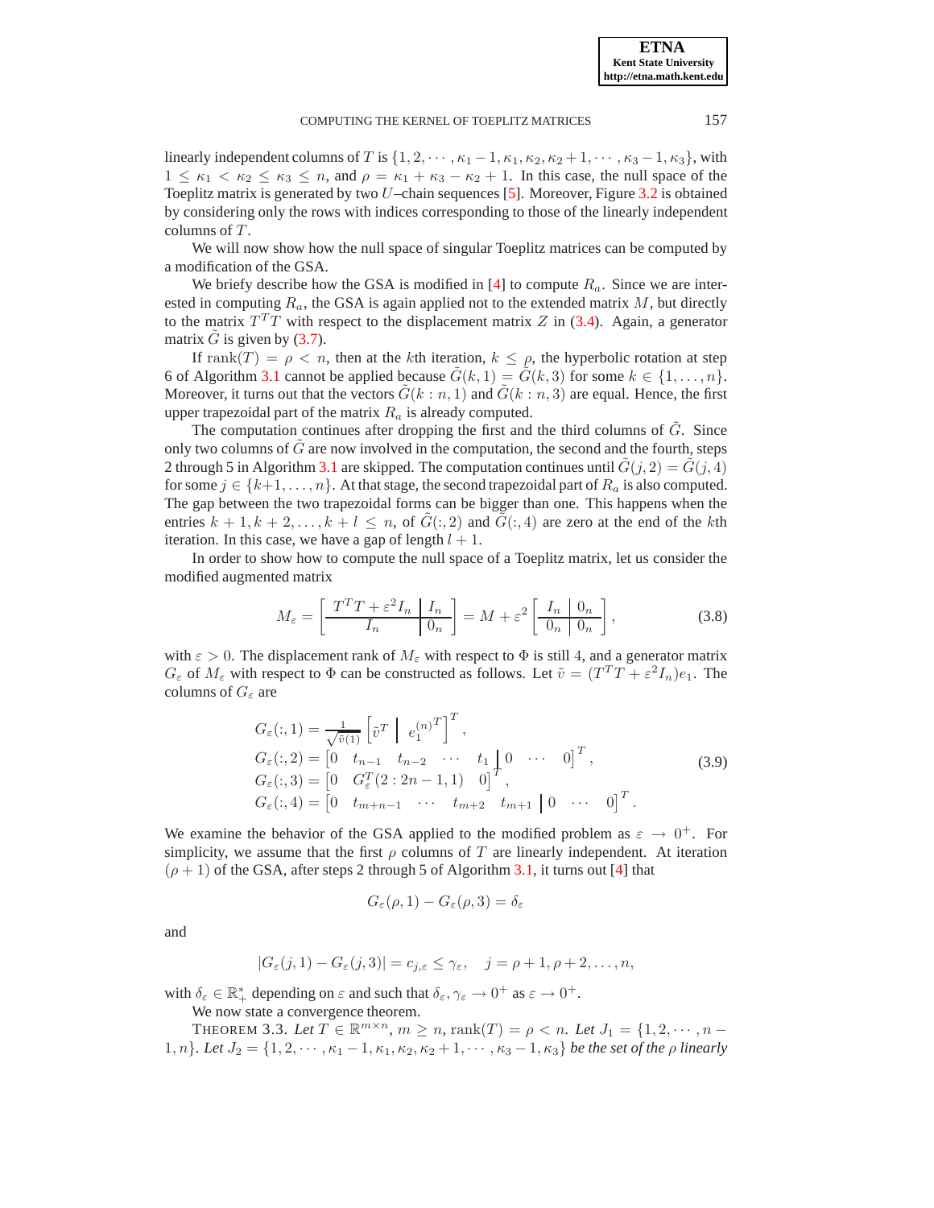linearly independent columns of $T$ is $\{1, 2, \cdots, \kappa_1 - 1, \kappa_1, \kappa_2, \kappa_2 + 1, \cdots, \kappa_3 - 1, \kappa_3\}$, with $1 \leq \kappa_1 < \kappa_2 \leq \kappa_3 \leq n$, and $\rho = \kappa_1 + \kappa_3 - \kappa_2 + 1$. In this case, the null space of the Toeplitz matrix is generated by two $U$–chain sequences [5]. Moreover, Figure 3.2 is obtained by considering only the rows with indices corresponding to those of the linearly independent columns of $T$.

We will now show how the null space of singular Toeplitz matrices can be computed by a modification of the GSA.

We briefly describe how the GSA is modified in [4] to compute $R_a$. Since we are interested in computing $R_a$, the GSA is again applied not to the extended matrix $M$, but directly to the matrix $T^T T$ with respect to the displacement matrix $Z$ in (3.4). Again, a generator matrix $\tilde{G}$ is given by (3.7).

If $\operatorname{rank}(T) = \rho < n$, then at the $k$th iteration, $k \leq \rho$, the hyperbolic rotation at step 6 of Algorithm 3.1 cannot be applied because $\tilde{G}(k, 1) = \tilde{G}(k, 3)$ for some $k \in \{1, \ldots, n\}$. Moreover, it turns out that the vectors $\tilde{G}(k : n, 1)$ and $\tilde{G}(k : n, 3)$ are equal. Hence, the first upper trapezoidal part of the matrix $R_a$ is already computed.

The computation continues after dropping the first and the third columns of $\tilde{G}$. Since only two columns of $\tilde{G}$ are now involved in the computation, the second and the fourth, steps 2 through 5 in Algorithm 3.1 are skipped. The computation continues until $\tilde{G}(j, 2) = \tilde{G}(j, 4)$ for some $j \in \{k+1, \ldots, n\}$. At that stage, the second trapezoidal part of $R_a$ is also computed. The gap between the two trapezoidal forms can be bigger than one. This happens when the entries $k+1, k+2, \ldots, k+l \leq n$, of $\tilde{G}(:, 2)$ and $\tilde{G}(:, 4)$ are zero at the end of the $k$th iteration. In this case, we have a gap of length $l + 1$.

In order to show how to compute the null space of a Toeplitz matrix, let us consider the modified augmented matrix

$$M_\varepsilon = \left[ \begin{array}{c|c} T^T T + \varepsilon^2 I_n & I_n \\ \hline I_n & 0_n \end{array} \right] = M + \varepsilon^2 \left[ \begin{array}{c|c} I_n & 0_n \\ \hline 0_n & 0_n \end{array} \right], \tag{3.8}$$

with $\varepsilon > 0$. The displacement rank of $M_\varepsilon$ with respect to $\Phi$ is still 4, and a generator matrix $G_\varepsilon$ of $M_\varepsilon$ with respect to $\Phi$ can be constructed as follows. Let $\tilde{v} = (T^T T + \varepsilon^2 I_n) e_1$. The columns of $G_\varepsilon$ are

$$\begin{aligned}
G_\varepsilon(:, 1) &= \tfrac{1}{\sqrt{\tilde{v}(1)}} \left[ \tilde{v}^T \;\middle|\; e_1^{(n)T} \right]^T, \\
G_\varepsilon(:, 2) &= \left[ 0 \quad t_{n-1} \quad t_{n-2} \quad \cdots \quad t_1 \;\middle|\; 0 \quad \cdots \quad 0 \right]^T, \\
G_\varepsilon(:, 3) &= \left[ 0 \quad G_\varepsilon^T(2 : 2n-1, 1) \quad 0 \right]^T, \\
G_\varepsilon(:, 4) &= \left[ 0 \quad t_{m+n-1} \quad \cdots \quad t_{m+2} \quad t_{m+1} \;\middle|\; 0 \quad \cdots \quad 0 \right]^T.
\end{aligned} \tag{3.9}$$

We examine the behavior of the GSA applied to the modified problem as $\varepsilon \to 0^+$. For simplicity, we assume that the first $\rho$ columns of $T$ are linearly independent. At iteration $(\rho + 1)$ of the GSA, after steps 2 through 5 of Algorithm 3.1, it turns out [4] that

$$G_\varepsilon(\rho, 1) - G_\varepsilon(\rho, 3) = \delta_\varepsilon$$

and

$$|G_\varepsilon(j, 1) - G_\varepsilon(j, 3)| = c_{j,\varepsilon} \leq \gamma_\varepsilon, \quad j = \rho+1, \rho+2, \ldots, n,$$

with $\delta_\varepsilon \in \mathbb{R}_+^*$ depending on $\varepsilon$ and such that $\delta_\varepsilon, \gamma_\varepsilon \to 0^+$ as $\varepsilon \to 0^+$.

We now state a convergence theorem.

THEOREM 3.3. *Let $T \in \mathbb{R}^{m \times n}$, $m \geq n$, $\operatorname{rank}(T) = \rho < n$. Let $J_1 = \{1, 2, \cdots, n-1, n\}$. Let $J_2 = \{1, 2, \cdots, \kappa_1 - 1, \kappa_1, \kappa_2, \kappa_2 + 1, \cdots, \kappa_3 - 1, \kappa_3\}$ be the set of the $\rho$ linearly*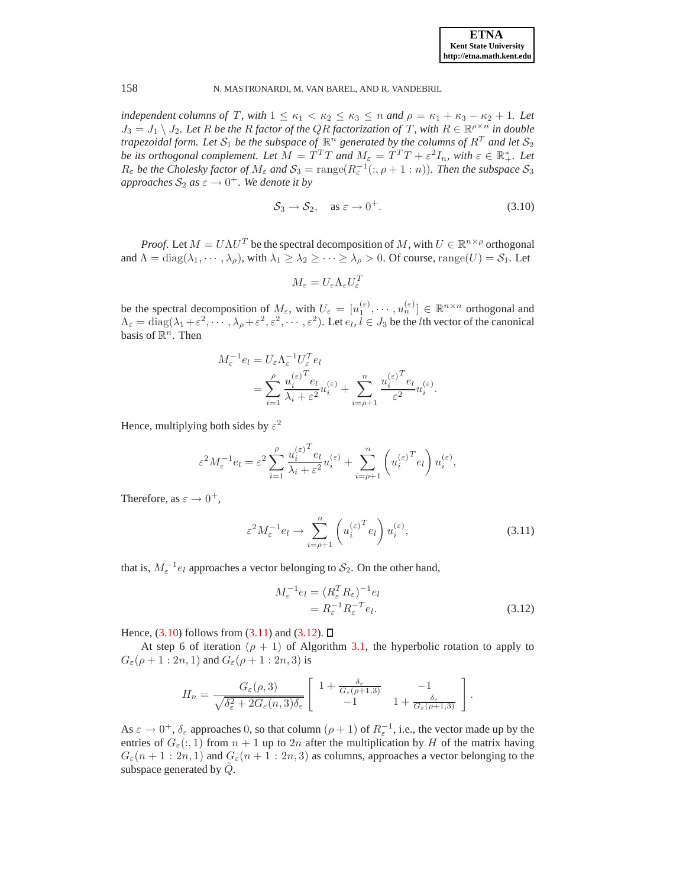*independent columns of $T$, with $1 \leq \kappa_1 < \kappa_2 \leq \kappa_3 \leq n$ and $\rho = \kappa_1 + \kappa_3 - \kappa_2 + 1$. Let $J_3 = J_1 \setminus J_2$. Let $R$ be the $R$ factor of the $QR$ factorization of $T$, with $R \in \mathbb{R}^{\rho \times n}$ in double trapezoidal form. Let $\mathcal{S}_1$ be the subspace of $\mathbb{R}^n$ generated by the columns of $R^T$ and let $\mathcal{S}_2$ be its orthogonal complement. Let $M = T^T T$ and $M_\varepsilon = T^T T + \varepsilon^2 I_n$, with $\varepsilon \in \mathbb{R}_+^*$. Let $R_\varepsilon$ be the Cholesky factor of $M_\varepsilon$ and $\mathcal{S}_3 = \mathrm{range}(R_\varepsilon^{-1}(:, \rho+1:n))$. Then the subspace $\mathcal{S}_3$ approaches $\mathcal{S}_2$ as $\varepsilon \to 0^+$. We denote it by*

$$\mathcal{S}_3 \to \mathcal{S}_2, \quad \text{as } \varepsilon \to 0^+. \tag{3.10}$$

*Proof.* Let $M = U \Lambda U^T$ be the spectral decomposition of $M$, with $U \in \mathbb{R}^{n \times \rho}$ orthogonal and $\Lambda = \mathrm{diag}(\lambda_1, \cdots, \lambda_\rho)$, with $\lambda_1 \geq \lambda_2 \geq \cdots \geq \lambda_\rho > 0$. Of course, $\mathrm{range}(U) = \mathcal{S}_1$. Let

$$M_\varepsilon = U_\varepsilon \Lambda_\varepsilon U_\varepsilon^T$$

be the spectral decomposition of $M_\varepsilon$, with $U_\varepsilon = [u_1^{(\varepsilon)}, \cdots, u_n^{(\varepsilon)}] \in \mathbb{R}^{n \times n}$ orthogonal and $\Lambda_\varepsilon = \mathrm{diag}(\lambda_1 + \varepsilon^2, \cdots, \lambda_\rho + \varepsilon^2, \varepsilon^2, \cdots, \varepsilon^2)$. Let $e_l$, $l \in J_3$ be the $l$th vector of the canonical basis of $\mathbb{R}^n$. Then

$$\begin{aligned} M_\varepsilon^{-1} e_l &= U_\varepsilon \Lambda_\varepsilon^{-1} U_\varepsilon^T e_l \\ &= \sum_{i=1}^{\rho} \frac{{u_i^{(\varepsilon)}}^T e_l}{\lambda_i + \varepsilon^2} u_i^{(\varepsilon)} + \sum_{i=\rho+1}^{n} \frac{{u_i^{(\varepsilon)}}^T e_l}{\varepsilon^2} u_i^{(\varepsilon)}. \end{aligned}$$

Hence, multiplying both sides by $\varepsilon^2$

$$\varepsilon^2 M_\varepsilon^{-1} e_l = \varepsilon^2 \sum_{i=1}^{\rho} \frac{{u_i^{(\varepsilon)}}^T e_l}{\lambda_i + \varepsilon^2} u_i^{(\varepsilon)} + \sum_{i=\rho+1}^{n} \left( {u_i^{(\varepsilon)}}^T e_l \right) u_i^{(\varepsilon)},$$

Therefore, as $\varepsilon \to 0^+$,

$$\varepsilon^2 M_\varepsilon^{-1} e_l \to \sum_{i=\rho+1}^{n} \left( {u_i^{(\varepsilon)}}^T e_l \right) u_i^{(\varepsilon)}, \tag{3.11}$$

that is, $M_\varepsilon^{-1} e_l$ approaches a vector belonging to $\mathcal{S}_2$. On the other hand,

$$\begin{aligned} M_\varepsilon^{-1} e_l &= (R_\varepsilon^T R_\varepsilon)^{-1} e_l \\ &= R_\varepsilon^{-1} R_\varepsilon^{-T} e_l. \end{aligned} \tag{3.12}$$

Hence, (3.10) follows from (3.11) and (3.12). ◻

At step 6 of iteration $(\rho + 1)$ of Algorithm 3.1, the hyperbolic rotation to apply to $G_\varepsilon(\rho + 1 : 2n, 1)$ and $G_\varepsilon(\rho + 1 : 2n, 3)$ is

$$H_n = \frac{G_\varepsilon(\rho, 3)}{\sqrt{\delta_\varepsilon^2 + 2 G_\varepsilon(n, 3) \delta_\varepsilon}} \begin{bmatrix} 1 + \frac{\delta_\varepsilon}{G_\varepsilon(\rho+1,3)} & -1 \\ -1 & 1 + \frac{\delta_\varepsilon}{G_\varepsilon(\rho+1,3)} \end{bmatrix}.$$

As $\varepsilon \to 0^+$, $\delta_\varepsilon$ approaches $0$, so that column $(\rho + 1)$ of $R_\varepsilon^{-1}$, i.e., the vector made up by the entries of $G_\varepsilon(:, 1)$ from $n + 1$ up to $2n$ after the multiplication by $H$ of the matrix having $G_\varepsilon(n + 1 : 2n, 1)$ and $G_\varepsilon(n + 1 : 2n, 3)$ as columns, approaches a vector belonging to the subspace generated by $\tilde{Q}$.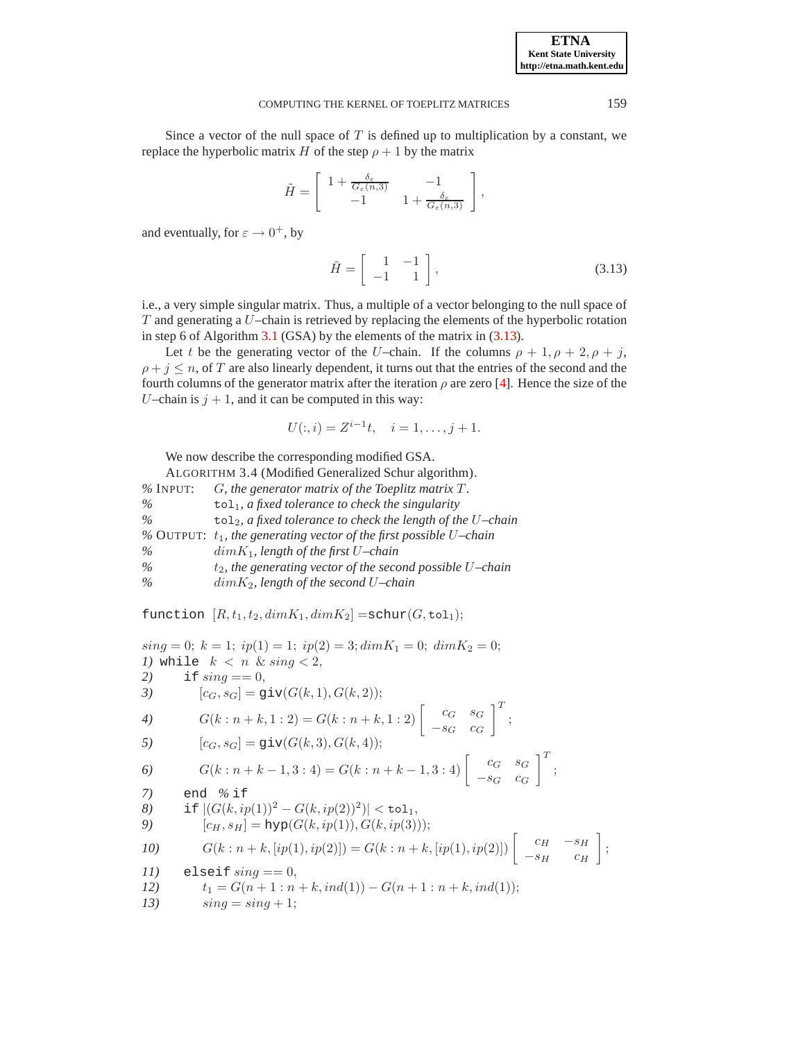Since a vector of the null space of $T$ is defined up to multiplication by a constant, we replace the hyperbolic matrix $H$ of the step $\rho + 1$ by the matrix

$$\tilde{H} = \left[ \begin{array}{cc} 1 + \frac{\delta_\varepsilon}{G_\varepsilon(n,3)} & -1 \\ -1 & 1 + \frac{\delta_\varepsilon}{G_\varepsilon(n,3)} \end{array} \right],$$

and eventually, for $\varepsilon \to 0^+$, by

$$\tilde{H} = \left[ \begin{array}{rr} 1 & -1 \\ -1 & 1 \end{array} \right], \tag{3.13}$$

i.e., a very simple singular matrix. Thus, a multiple of a vector belonging to the null space of $T$ and generating a $U$–chain is retrieved by replacing the elements of the hyperbolic rotation in step 6 of Algorithm 3.1 (GSA) by the elements of the matrix in (3.13).

Let $t$ be the generating vector of the $U$–chain. If the columns $\rho+1, \rho+2, \rho+j$, $\rho + j \le n$, of $T$ are also linearly dependent, it turns out that the entries of the second and the fourth columns of the generator matrix after the iteration $\rho$ are zero [4]. Hence the size of the $U$–chain is $j+1$, and it can be computed in this way:

$$U(:,i) = Z^{i-1} t, \quad i = 1, \ldots, j+1.$$

We now describe the corresponding modified GSA.

ALGORITHM 3.4 (Modified Generalized Schur algorithm).

% INPUT: *$G$, the generator matrix of the Toeplitz matrix $T$.*
% $\texttt{tol}_1$*, a fixed tolerance to check the singularity*
% $\texttt{tol}_2$*, a fixed tolerance to check the length of the $U$–chain*
% OUTPUT: *$t_1$, the generating vector of the first possible $U$–chain*
% *$dimK_1$, length of the first $U$–chain*
% *$t_2$, the generating vector of the second possible $U$–chain*
% *$dimK_2$, length of the second $U$–chain*

function $[R, t_1, t_2, dimK_1, dimK_2] = \texttt{schur}(G, \texttt{tol}_1)$;

$sing = 0;\ k = 1;\ ip(1) = 1;\ ip(2) = 3;\ dimK_1 = 0;\ dimK_2 = 0;$

*1)* while $k < n$ & $sing < 2$,

*2)* if $sing == 0$,

*3)* $[c_G, s_G] = \texttt{giv}(G(k,1), G(k,2));$

*4)* $G(k:n+k, 1:2) = G(k:n+k, 1:2) \left[ \begin{array}{cc} c_G & s_G \\ -s_G & c_G \end{array} \right]^T;$

*5)* $[c_G, s_G] = \texttt{giv}(G(k,3), G(k,4));$

*6)* $G(k:n+k-1, 3:4) = G(k:n+k-1, 3:4) \left[ \begin{array}{cc} c_G & s_G \\ -s_G & c_G \end{array} \right]^T;$

*7)* end % if

*8)* if $|(G(k, ip(1))^2 - G(k, ip(2))^2)| < \texttt{tol}_1$,

*9)* $[c_H, s_H] = \texttt{hyp}(G(k, ip(1)), G(k, ip(3)));$

*10)* $G(k:n+k, [ip(1), ip(2)]) = G(k:n+k, [ip(1), ip(2)]) \left[ \begin{array}{cc} c_H & -s_H \\ -s_H & c_H \end{array} \right];$

*11)* elseif $sing == 0$,

*12)* $t_1 = G(n+1:n+k, ind(1)) - G(n+1:n+k, ind(1));$

*13)* $sing = sing + 1;$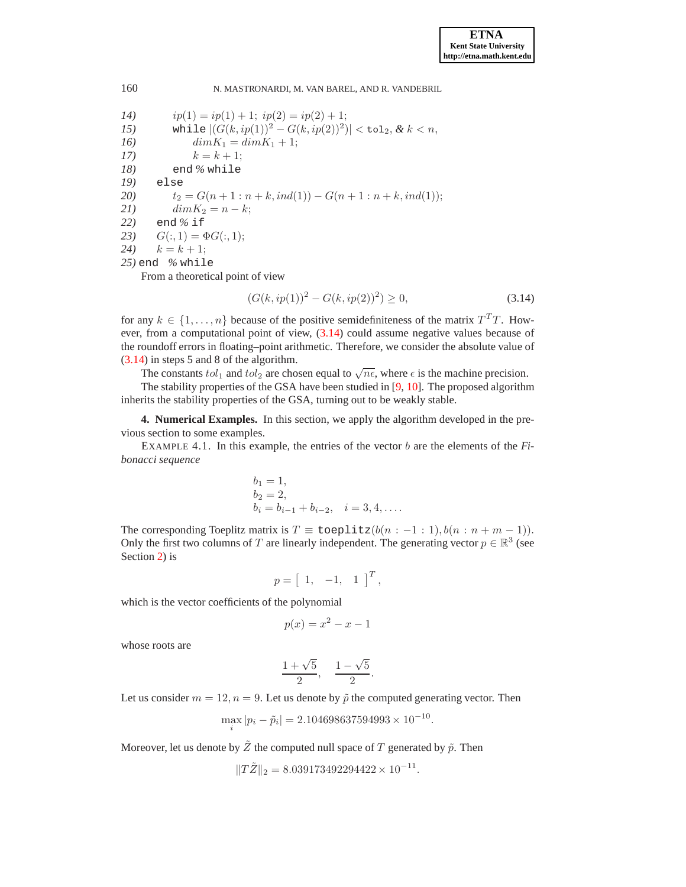```
14)        ip(1) = ip(1) + 1; ip(2) = ip(2) + 1;
15)        while |(G(k, ip(1))^2 − G(k, ip(2))^2)| < tol_2, & k < n,
16)            dimK_1 = dimK_1 + 1;
17)            k = k + 1;
18)        end % while
19)    else
20)        t_2 = G(n + 1 : n + k, ind(1)) − G(n + 1 : n + k, ind(1));
21)        dimK_2 = n − k;
22)    end % if
23)    G(:, 1) = ΦG(:, 1);
24)    k = k + 1;
25) end  % while
```

From a theoretical point of view

$$(G(k, ip(1))^2 - G(k, ip(2))^2) \geq 0, \tag{3.14}$$

for any $k \in \{1, \ldots, n\}$ because of the positive semidefiniteness of the matrix $T^T T$. However, from a computational point of view, (3.14) could assume negative values because of the roundoff errors in floating–point arithmetic. Therefore, we consider the absolute value of (3.14) in steps 5 and 8 of the algorithm.

The constants $tol_1$ and $tol_2$ are chosen equal to $\sqrt{n\epsilon}$, where $\epsilon$ is the machine precision.

The stability properties of the GSA have been studied in [9, 10]. The proposed algorithm inherits the stability properties of the GSA, turning out to be weakly stable.

**4. Numerical Examples.** In this section, we apply the algorithm developed in the previous section to some examples.

EXAMPLE 4.1. In this example, the entries of the vector $b$ are the elements of the *Fibonacci sequence*

$$\begin{aligned} &b_1 = 1, \\ &b_2 = 2, \\ &b_i = b_{i-1} + b_{i-2}, \quad i = 3, 4, \ldots. \end{aligned}$$

The corresponding Toeplitz matrix is $T \equiv \texttt{toeplitz}(b(n : -1 : 1), b(n : n + m - 1))$. Only the first two columns of $T$ are linearly independent. The generating vector $p \in \mathbb{R}^3$ (see Section 2) is

$$p = \begin{bmatrix} 1, & -1, & 1 \end{bmatrix}^T,$$

which is the vector coefficients of the polynomial

$$p(x) = x^2 - x - 1$$

whose roots are

$$\frac{1+\sqrt{5}}{2}, \quad \frac{1-\sqrt{5}}{2}.$$

Let us consider $m = 12, n = 9$. Let us denote by $\tilde{p}$ the computed generating vector. Then

$$\max_i |p_i - \tilde{p}_i| = 2.104698637594993 \times 10^{-10}.$$

Moreover, let us denote by $\tilde{Z}$ the computed null space of $T$ generated by $\tilde{p}$. Then

$$\|T\tilde{Z}\|_2 = 8.039173492294422 \times 10^{-11}.$$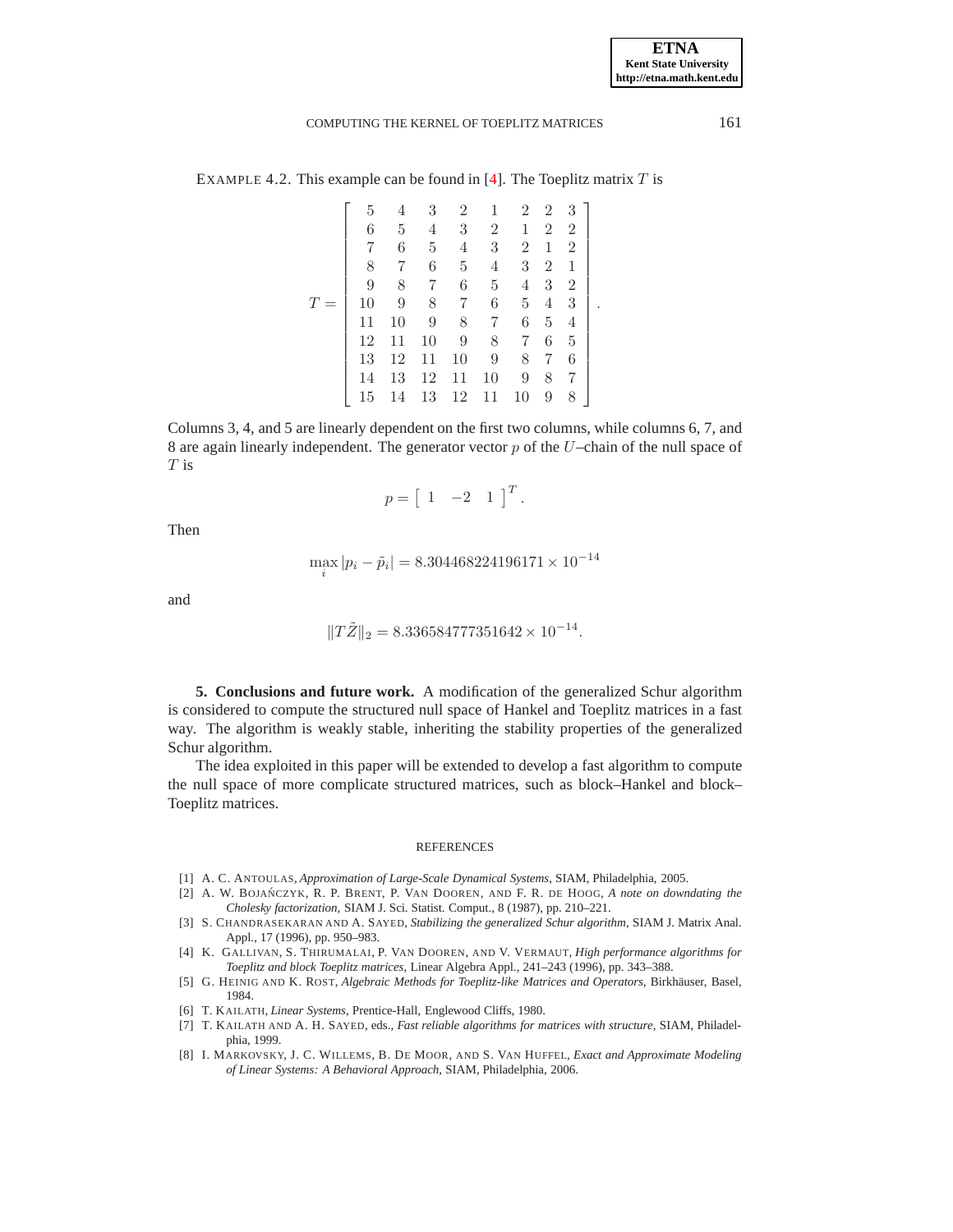EXAMPLE 4.2. This example can be found in [4]. The Toeplitz matrix $T$ is

$$
T = \begin{bmatrix}
5 & 4 & 3 & 2 & 1 & 2 & 2 & 3 \\
6 & 5 & 4 & 3 & 2 & 1 & 2 & 2 \\
7 & 6 & 5 & 4 & 3 & 2 & 1 & 2 \\
8 & 7 & 6 & 5 & 4 & 3 & 2 & 1 \\
9 & 8 & 7 & 6 & 5 & 4 & 3 & 2 \\
10 & 9 & 8 & 7 & 6 & 5 & 4 & 3 \\
11 & 10 & 9 & 8 & 7 & 6 & 5 & 4 \\
12 & 11 & 10 & 9 & 8 & 7 & 6 & 5 \\
13 & 12 & 11 & 10 & 9 & 8 & 7 & 6 \\
14 & 13 & 12 & 11 & 10 & 9 & 8 & 7 \\
15 & 14 & 13 & 12 & 11 & 10 & 9 & 8
\end{bmatrix}.
$$

Columns 3, 4, and 5 are linearly dependent on the first two columns, while columns 6, 7, and 8 are again linearly independent. The generator vector $p$ of the $U$–chain of the null space of $T$ is

$$
p = \begin{bmatrix} 1 & -2 & 1 \end{bmatrix}^T.
$$

Then

$$
\max_i |p_i - \tilde{p}_i| = 8.304468224196171 \times 10^{-14}
$$

and

$$
\|T\tilde{Z}\|_2 = 8.336584777351642 \times 10^{-14}.
$$

**5. Conclusions and future work.** A modification of the generalized Schur algorithm is considered to compute the structured null space of Hankel and Toeplitz matrices in a fast way. The algorithm is weakly stable, inheriting the stability properties of the generalized Schur algorithm.

The idea exploited in this paper will be extended to develop a fast algorithm to compute the null space of more complicate structured matrices, such as block–Hankel and block–Toeplitz matrices.

## REFERENCES

[1] A. C. ANTOULAS, *Approximation of Large-Scale Dynamical Systems*, SIAM, Philadelphia, 2005.

[2] A. W. BOJAŃCZYK, R. P. BRENT, P. VAN DOOREN, AND F. R. DE HOOG, *A note on downdating the Cholesky factorization*, SIAM J. Sci. Statist. Comput., 8 (1987), pp. 210–221.

[3] S. CHANDRASEKARAN AND A. SAYED, *Stabilizing the generalized Schur algorithm*, SIAM J. Matrix Anal. Appl., 17 (1996), pp. 950–983.

[4] K. GALLIVAN, S. THIRUMALAI, P. VAN DOOREN, AND V. VERMAUT, *High performance algorithms for Toeplitz and block Toeplitz matrices*, Linear Algebra Appl., 241–243 (1996), pp. 343–388.

[5] G. HEINIG AND K. ROST, *Algebraic Methods for Toeplitz-like Matrices and Operators*, Birkhäuser, Basel, 1984.

[6] T. KAILATH, *Linear Systems*, Prentice-Hall, Englewood Cliffs, 1980.

[7] T. KAILATH AND A. H. SAYED, eds., *Fast reliable algorithms for matrices with structure*, SIAM, Philadelphia, 1999.

[8] I. MARKOVSKY, J. C. WILLEMS, B. DE MOOR, AND S. VAN HUFFEL, *Exact and Approximate Modeling of Linear Systems: A Behavioral Approach*, SIAM, Philadelphia, 2006.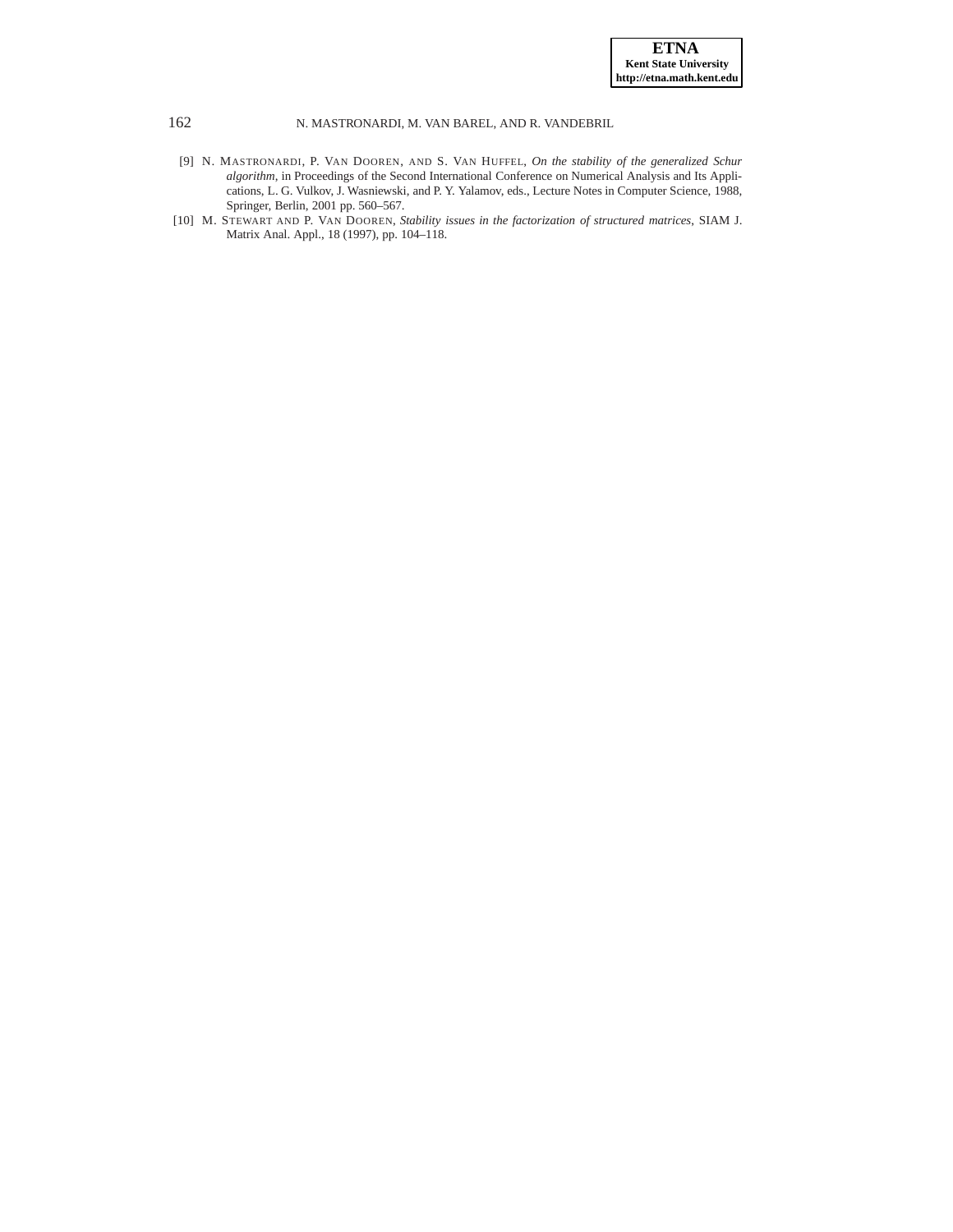[9] N. Mastronardi, P. Van Dooren, and S. Van Huffel, *On the stability of the generalized Schur algorithm*, in Proceedings of the Second International Conference on Numerical Analysis and Its Applications, L. G. Vulkov, J. Wasniewski, and P. Y. Yalamov, eds., Lecture Notes in Computer Science, 1988, Springer, Berlin, 2001 pp. 560–567.

[10] M. Stewart and P. Van Dooren, *Stability issues in the factorization of structured matrices*, SIAM J. Matrix Anal. Appl., 18 (1997), pp. 104–118.